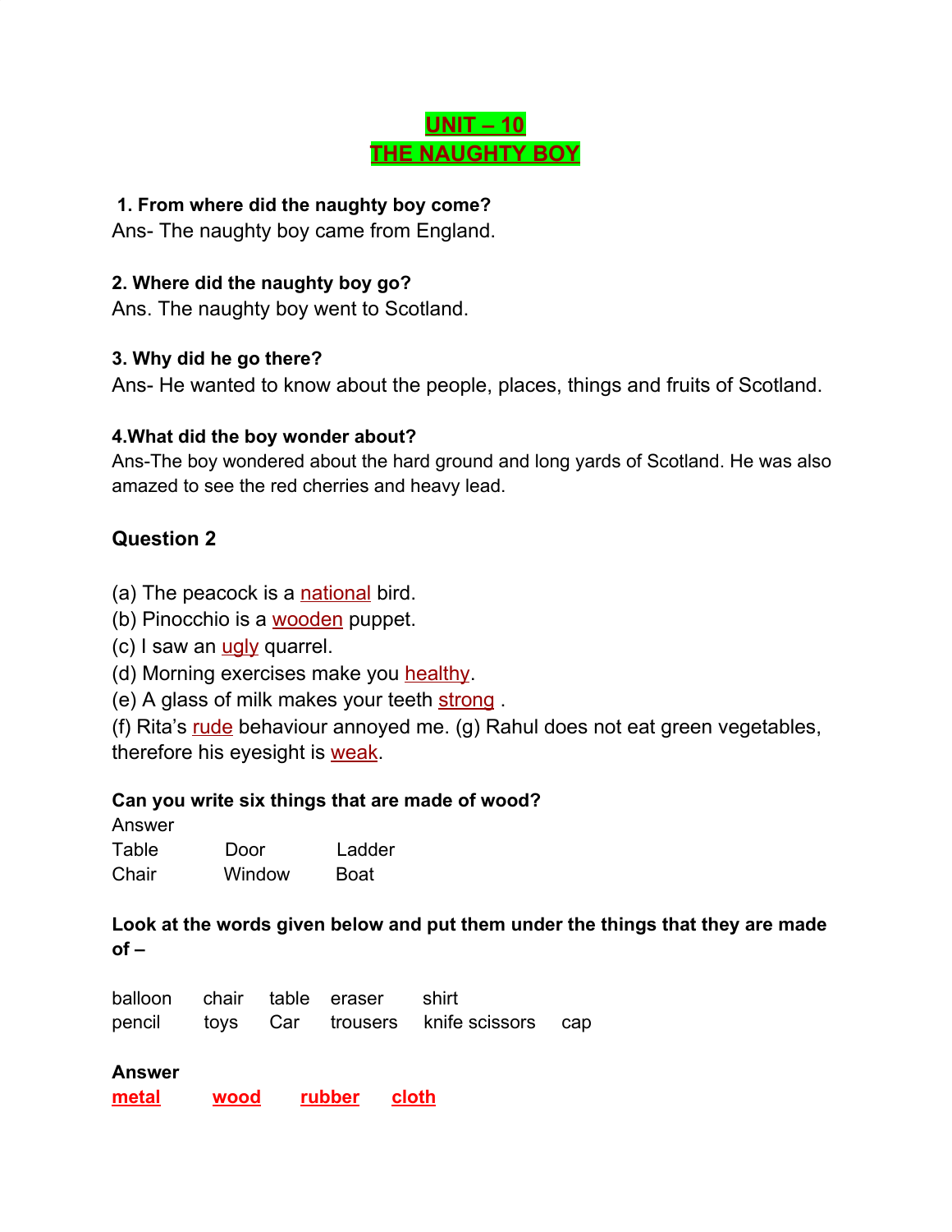# UNIT – 10
# THE NAUGHTY BOY

**1. From where did the naughty boy come?**
Ans- The naughty boy came from England.

**2. Where did the naughty boy go?**
Ans. The naughty boy went to Scotland.

**3. Why did he go there?**
Ans- He wanted to know about the people, places, things and fruits of Scotland.

**4.What did the boy wonder about?**
Ans-The boy wondered about the hard ground and long yards of Scotland. He was also amazed to see the red cherries and heavy lead.

### Question 2

(a) The peacock is a national bird.
(b) Pinocchio is a wooden puppet.
(c) I saw an ugly quarrel.
(d) Morning exercises make you healthy.
(e) A glass of milk makes your teeth strong .
(f) Rita's rude behaviour annoyed me. (g) Rahul does not eat green vegetables, therefore his eyesight is weak.

**Can you write six things that are made of wood?**

Answer

| Table | Door | Ladder |
|---|---|---|
| Chair | Window | Boat |

**Look at the words given below and put them under the things that they are made of –**

| balloon | chair | table | eraser | shirt | | |
|---|---|---|---|---|---|---|
| pencil | toys | Car | trousers | knife scissors | | cap |

**Answer**

**metal** **wood** **rubber** **cloth**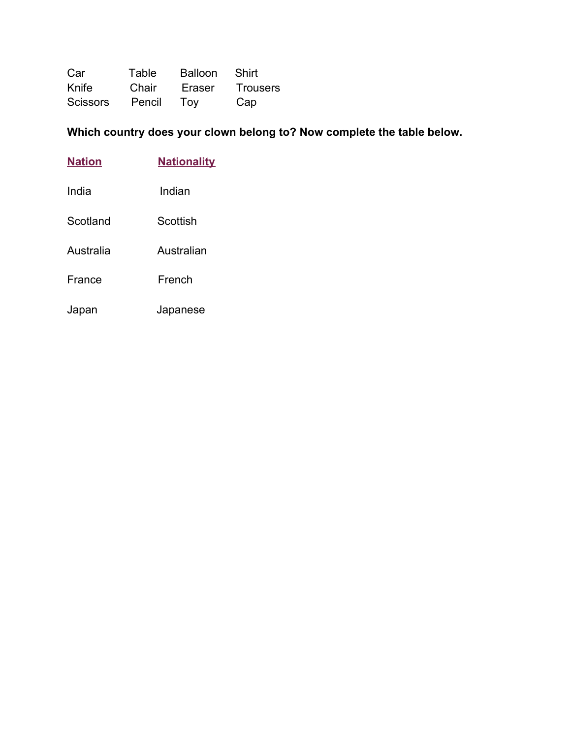| | | | |
|---|---|---|---|
| Car | Table | Balloon | Shirt |
| Knife | Chair | Eraser | Trousers |
| Scissors | Pencil | Toy | Cap |

**Which country does your clown belong to? Now complete the table below.**

| Nation | Nationality |
|---|---|
| India | Indian |
| Scotland | Scottish |
| Australia | Australian |
| France | French |
| Japan | Japanese |